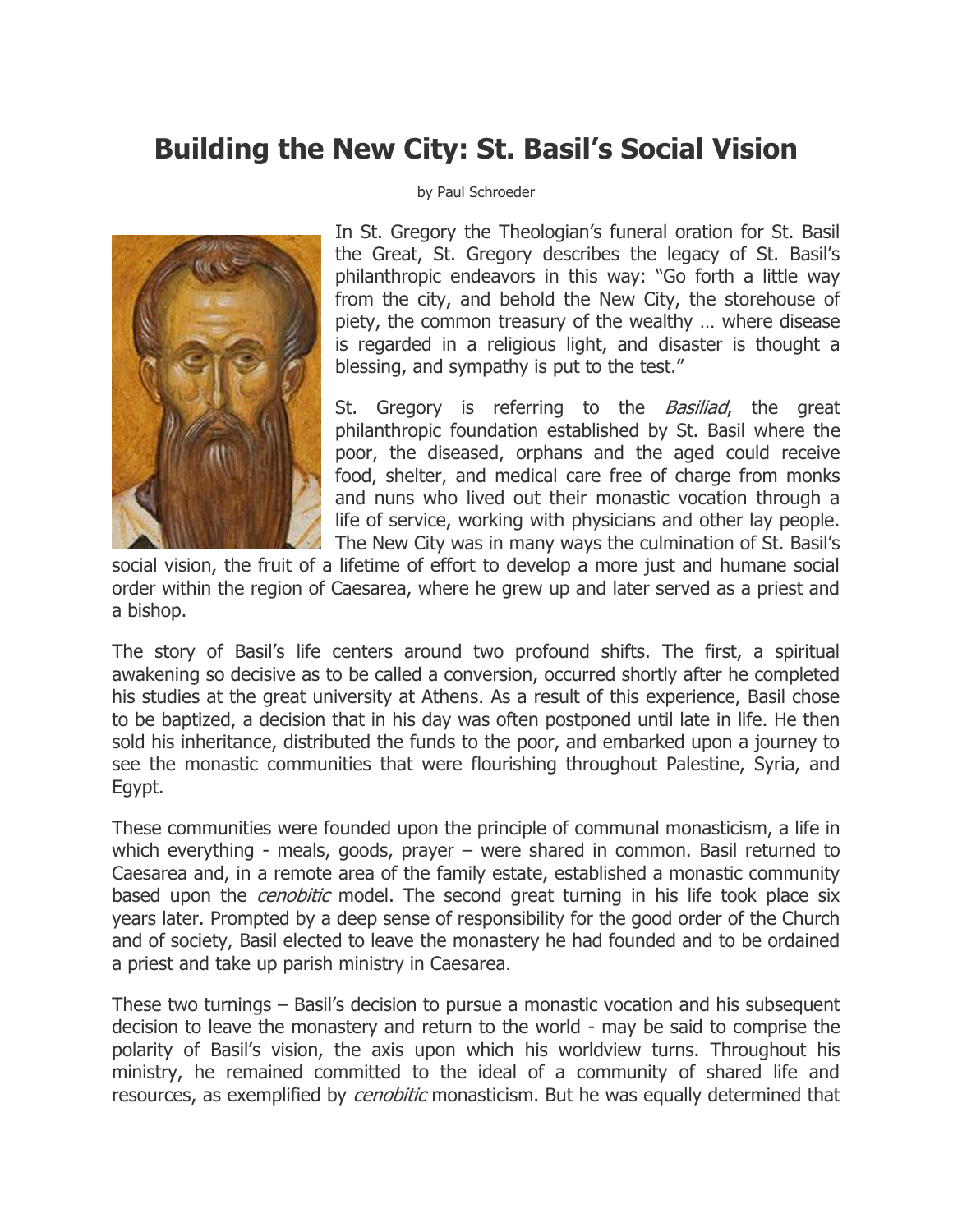# Building the New City: St. Basil's Social Vision

by Paul Schroeder

In St. Gregory the Theologian's funeral oration for St. Basil the Great, St. Gregory describes the legacy of St. Basil's philanthropic endeavors in this way: "Go forth a little way from the city, and behold the New City, the storehouse of piety, the common treasury of the wealthy … where disease is regarded in a religious light, and disaster is thought a blessing, and sympathy is put to the test."

St. Gregory is referring to the *Basiliad*, the great philanthropic foundation established by St. Basil where the poor, the diseased, orphans and the aged could receive food, shelter, and medical care free of charge from monks and nuns who lived out their monastic vocation through a life of service, working with physicians and other lay people. The New City was in many ways the culmination of St. Basil's social vision, the fruit of a lifetime of effort to develop a more just and humane social order within the region of Caesarea, where he grew up and later served as a priest and a bishop.

The story of Basil's life centers around two profound shifts. The first, a spiritual awakening so decisive as to be called a conversion, occurred shortly after he completed his studies at the great university at Athens. As a result of this experience, Basil chose to be baptized, a decision that in his day was often postponed until late in life. He then sold his inheritance, distributed the funds to the poor, and embarked upon a journey to see the monastic communities that were flourishing throughout Palestine, Syria, and Egypt.

These communities were founded upon the principle of communal monasticism, a life in which everything - meals, goods, prayer – were shared in common. Basil returned to Caesarea and, in a remote area of the family estate, established a monastic community based upon the *cenobitic* model. The second great turning in his life took place six years later. Prompted by a deep sense of responsibility for the good order of the Church and of society, Basil elected to leave the monastery he had founded and to be ordained a priest and take up parish ministry in Caesarea.

These two turnings – Basil's decision to pursue a monastic vocation and his subsequent decision to leave the monastery and return to the world - may be said to comprise the polarity of Basil's vision, the axis upon which his worldview turns. Throughout his ministry, he remained committed to the ideal of a community of shared life and resources, as exemplified by *cenobitic* monasticism. But he was equally determined that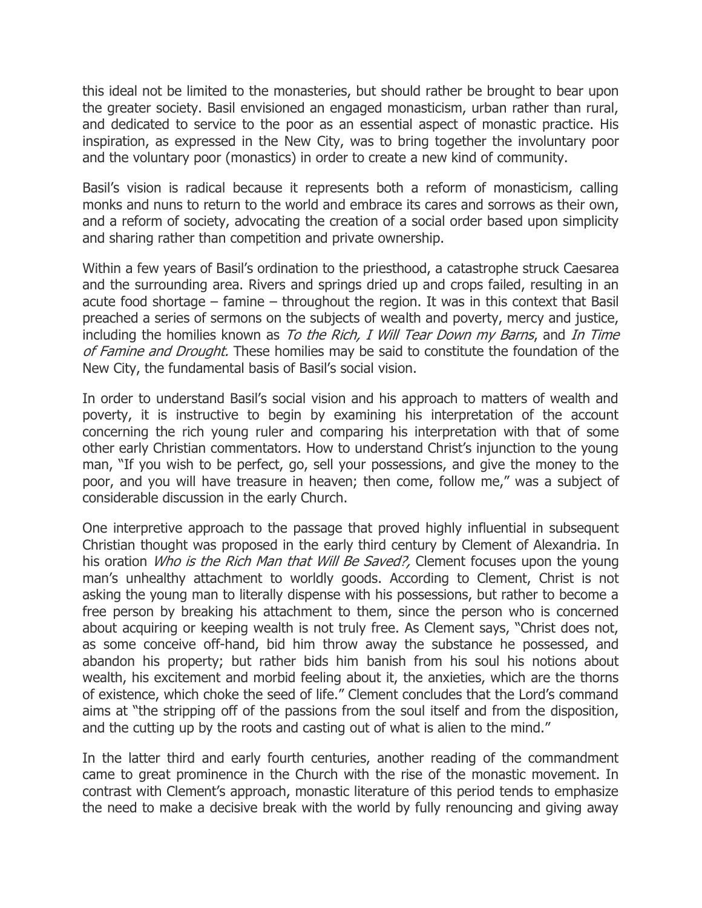this ideal not be limited to the monasteries, but should rather be brought to bear upon the greater society. Basil envisioned an engaged monasticism, urban rather than rural, and dedicated to service to the poor as an essential aspect of monastic practice. His inspiration, as expressed in the New City, was to bring together the involuntary poor and the voluntary poor (monastics) in order to create a new kind of community.

Basil's vision is radical because it represents both a reform of monasticism, calling monks and nuns to return to the world and embrace its cares and sorrows as their own, and a reform of society, advocating the creation of a social order based upon simplicity and sharing rather than competition and private ownership.

Within a few years of Basil's ordination to the priesthood, a catastrophe struck Caesarea and the surrounding area. Rivers and springs dried up and crops failed, resulting in an acute food shortage – famine – throughout the region. It was in this context that Basil preached a series of sermons on the subjects of wealth and poverty, mercy and justice, including the homilies known as *To the Rich, I Will Tear Down my Barns*, and *In Time of Famine and Drought.* These homilies may be said to constitute the foundation of the New City, the fundamental basis of Basil's social vision.

In order to understand Basil's social vision and his approach to matters of wealth and poverty, it is instructive to begin by examining his interpretation of the account concerning the rich young ruler and comparing his interpretation with that of some other early Christian commentators. How to understand Christ's injunction to the young man, "If you wish to be perfect, go, sell your possessions, and give the money to the poor, and you will have treasure in heaven; then come, follow me," was a subject of considerable discussion in the early Church.

One interpretive approach to the passage that proved highly influential in subsequent Christian thought was proposed in the early third century by Clement of Alexandria. In his oration *Who is the Rich Man that Will Be Saved?,* Clement focuses upon the young man's unhealthy attachment to worldly goods. According to Clement, Christ is not asking the young man to literally dispense with his possessions, but rather to become a free person by breaking his attachment to them, since the person who is concerned about acquiring or keeping wealth is not truly free. As Clement says, "Christ does not, as some conceive off-hand, bid him throw away the substance he possessed, and abandon his property; but rather bids him banish from his soul his notions about wealth, his excitement and morbid feeling about it, the anxieties, which are the thorns of existence, which choke the seed of life." Clement concludes that the Lord's command aims at "the stripping off of the passions from the soul itself and from the disposition, and the cutting up by the roots and casting out of what is alien to the mind."

In the latter third and early fourth centuries, another reading of the commandment came to great prominence in the Church with the rise of the monastic movement. In contrast with Clement's approach, monastic literature of this period tends to emphasize the need to make a decisive break with the world by fully renouncing and giving away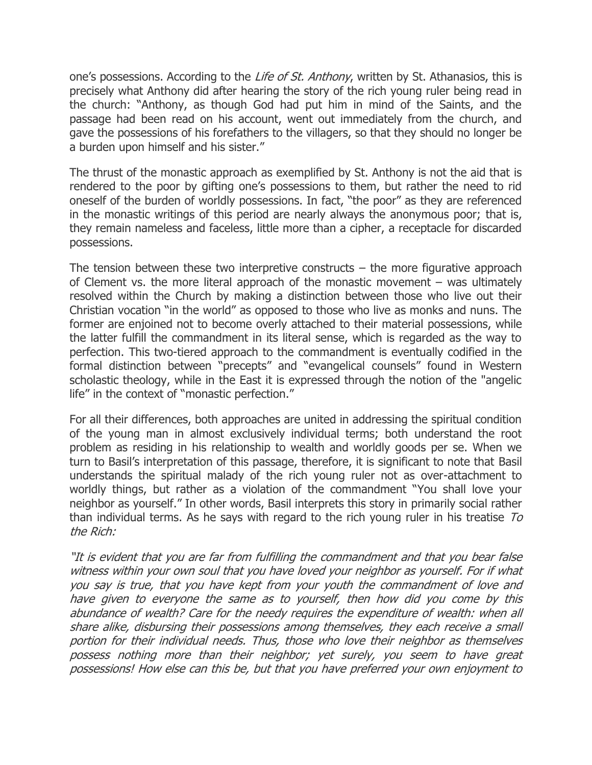one's possessions. According to the *Life of St. Anthony*, written by St. Athanasios, this is precisely what Anthony did after hearing the story of the rich young ruler being read in the church: "Anthony, as though God had put him in mind of the Saints, and the passage had been read on his account, went out immediately from the church, and gave the possessions of his forefathers to the villagers, so that they should no longer be a burden upon himself and his sister."

The thrust of the monastic approach as exemplified by St. Anthony is not the aid that is rendered to the poor by gifting one's possessions to them, but rather the need to rid oneself of the burden of worldly possessions. In fact, "the poor" as they are referenced in the monastic writings of this period are nearly always the anonymous poor; that is, they remain nameless and faceless, little more than a cipher, a receptacle for discarded possessions.

The tension between these two interpretive constructs – the more figurative approach of Clement vs. the more literal approach of the monastic movement – was ultimately resolved within the Church by making a distinction between those who live out their Christian vocation "in the world" as opposed to those who live as monks and nuns. The former are enjoined not to become overly attached to their material possessions, while the latter fulfill the commandment in its literal sense, which is regarded as the way to perfection. This two-tiered approach to the commandment is eventually codified in the formal distinction between "precepts" and "evangelical counsels" found in Western scholastic theology, while in the East it is expressed through the notion of the "angelic life" in the context of "monastic perfection."

For all their differences, both approaches are united in addressing the spiritual condition of the young man in almost exclusively individual terms; both understand the root problem as residing in his relationship to wealth and worldly goods per se. When we turn to Basil's interpretation of this passage, therefore, it is significant to note that Basil understands the spiritual malady of the rich young ruler not as over-attachment to worldly things, but rather as a violation of the commandment "You shall love your neighbor as yourself." In other words, Basil interprets this story in primarily social rather than individual terms. As he says with regard to the rich young ruler in his treatise *To the Rich:*

*"It is evident that you are far from fulfilling the commandment and that you bear false witness within your own soul that you have loved your neighbor as yourself. For if what you say is true, that you have kept from your youth the commandment of love and have given to everyone the same as to yourself, then how did you come by this abundance of wealth? Care for the needy requires the expenditure of wealth: when all share alike, disbursing their possessions among themselves, they each receive a small portion for their individual needs. Thus, those who love their neighbor as themselves possess nothing more than their neighbor; yet surely, you seem to have great possessions! How else can this be, but that you have preferred your own enjoyment to*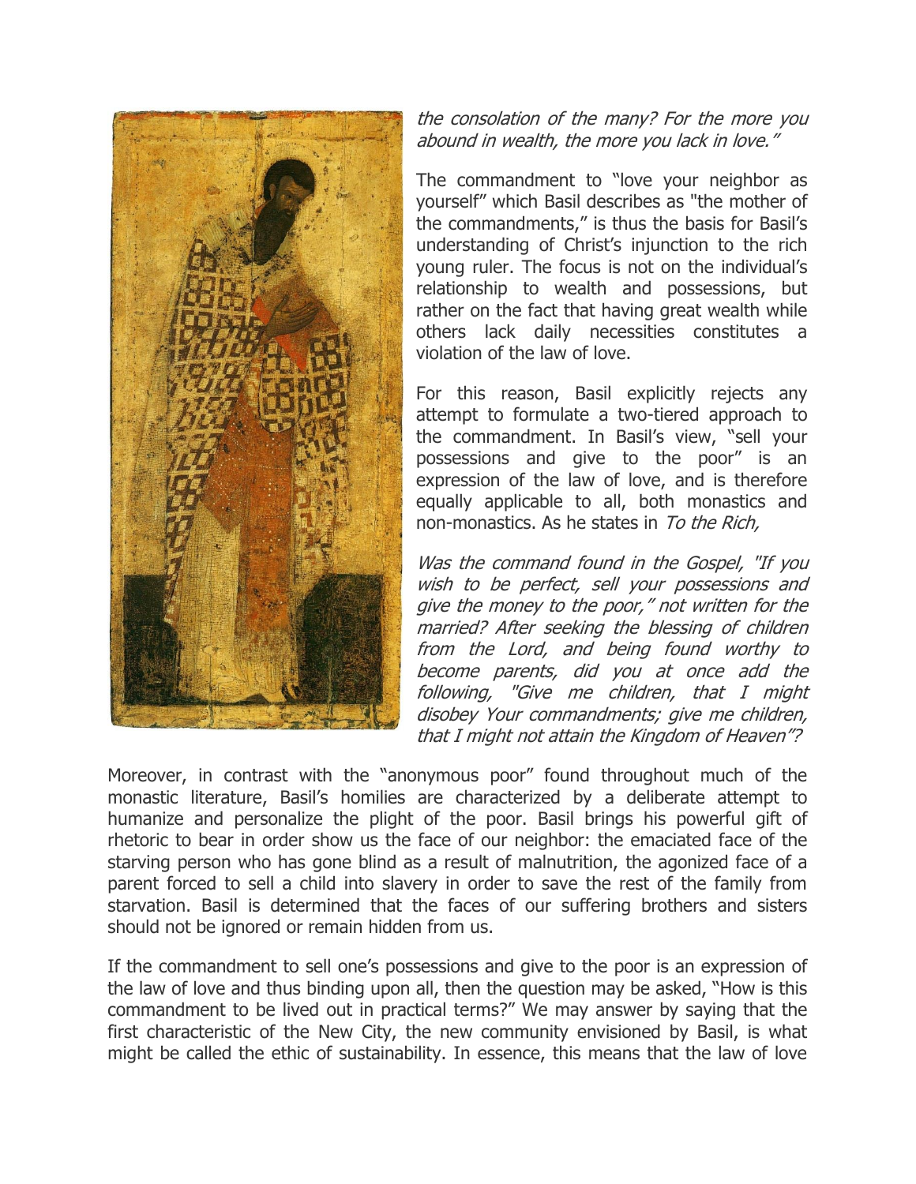*the consolation of the many? For the more you abound in wealth, the more you lack in love."*

The commandment to "love your neighbor as yourself" which Basil describes as "the mother of the commandments," is thus the basis for Basil's understanding of Christ's injunction to the rich young ruler. The focus is not on the individual's relationship to wealth and possessions, but rather on the fact that having great wealth while others lack daily necessities constitutes a violation of the law of love.

For this reason, Basil explicitly rejects any attempt to formulate a two-tiered approach to the commandment. In Basil's view, "sell your possessions and give to the poor" is an expression of the law of love, and is therefore equally applicable to all, both monastics and non-monastics. As he states in *To the Rich,*

*Was the command found in the Gospel, "If you wish to be perfect, sell your possessions and give the money to the poor," not written for the married? After seeking the blessing of children from the Lord, and being found worthy to become parents, did you at once add the following, "Give me children, that I might disobey Your commandments; give me children, that I might not attain the Kingdom of Heaven"?*

Moreover, in contrast with the "anonymous poor" found throughout much of the monastic literature, Basil's homilies are characterized by a deliberate attempt to humanize and personalize the plight of the poor. Basil brings his powerful gift of rhetoric to bear in order show us the face of our neighbor: the emaciated face of the starving person who has gone blind as a result of malnutrition, the agonized face of a parent forced to sell a child into slavery in order to save the rest of the family from starvation. Basil is determined that the faces of our suffering brothers and sisters should not be ignored or remain hidden from us.

If the commandment to sell one's possessions and give to the poor is an expression of the law of love and thus binding upon all, then the question may be asked, "How is this commandment to be lived out in practical terms?" We may answer by saying that the first characteristic of the New City, the new community envisioned by Basil, is what might be called the ethic of sustainability. In essence, this means that the law of love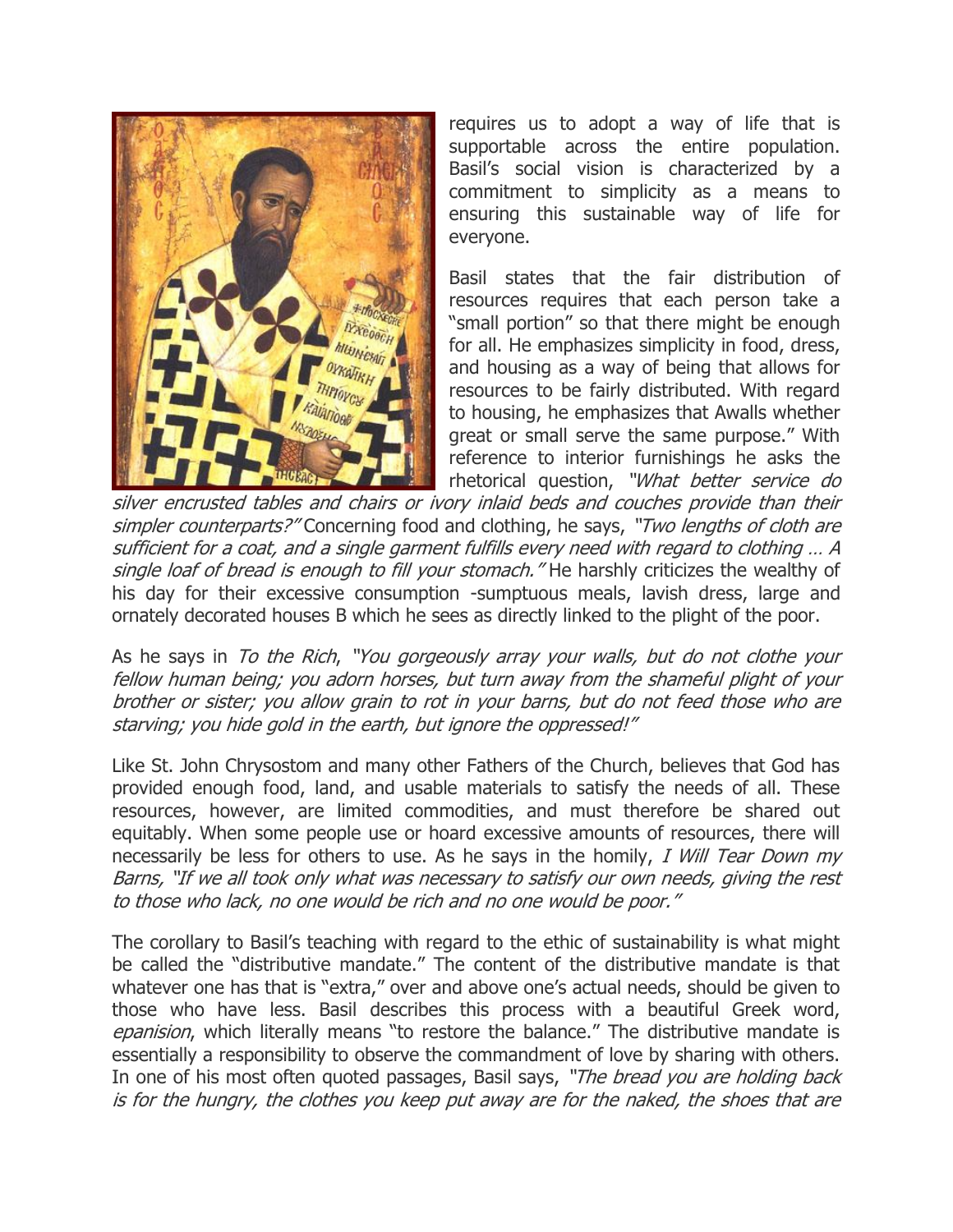requires us to adopt a way of life that is supportable across the entire population. Basil's social vision is characterized by a commitment to simplicity as a means to ensuring this sustainable way of life for everyone.

Basil states that the fair distribution of resources requires that each person take a "small portion" so that there might be enough for all. He emphasizes simplicity in food, dress, and housing as a way of being that allows for resources to be fairly distributed. With regard to housing, he emphasizes that Awalls whether great or small serve the same purpose." With reference to interior furnishings he asks the rhetorical question, *"What better service do silver encrusted tables and chairs or ivory inlaid beds and couches provide than their simpler counterparts?"* Concerning food and clothing, he says, *"Two lengths of cloth are sufficient for a coat, and a single garment fulfills every need with regard to clothing … A single loaf of bread is enough to fill your stomach."* He harshly criticizes the wealthy of his day for their excessive consumption -sumptuous meals, lavish dress, large and ornately decorated houses B which he sees as directly linked to the plight of the poor.

As he says in *To the Rich*, *"You gorgeously array your walls, but do not clothe your fellow human being; you adorn horses, but turn away from the shameful plight of your brother or sister; you allow grain to rot in your barns, but do not feed those who are starving; you hide gold in the earth, but ignore the oppressed!"*

Like St. John Chrysostom and many other Fathers of the Church, believes that God has provided enough food, land, and usable materials to satisfy the needs of all. These resources, however, are limited commodities, and must therefore be shared out equitably. When some people use or hoard excessive amounts of resources, there will necessarily be less for others to use. As he says in the homily, *I Will Tear Down my Barns, "If we all took only what was necessary to satisfy our own needs, giving the rest to those who lack, no one would be rich and no one would be poor."*

The corollary to Basil's teaching with regard to the ethic of sustainability is what might be called the "distributive mandate." The content of the distributive mandate is that whatever one has that is "extra," over and above one's actual needs, should be given to those who have less. Basil describes this process with a beautiful Greek word, *epanision*, which literally means "to restore the balance." The distributive mandate is essentially a responsibility to observe the commandment of love by sharing with others. In one of his most often quoted passages, Basil says, *"The bread you are holding back is for the hungry, the clothes you keep put away are for the naked, the shoes that are*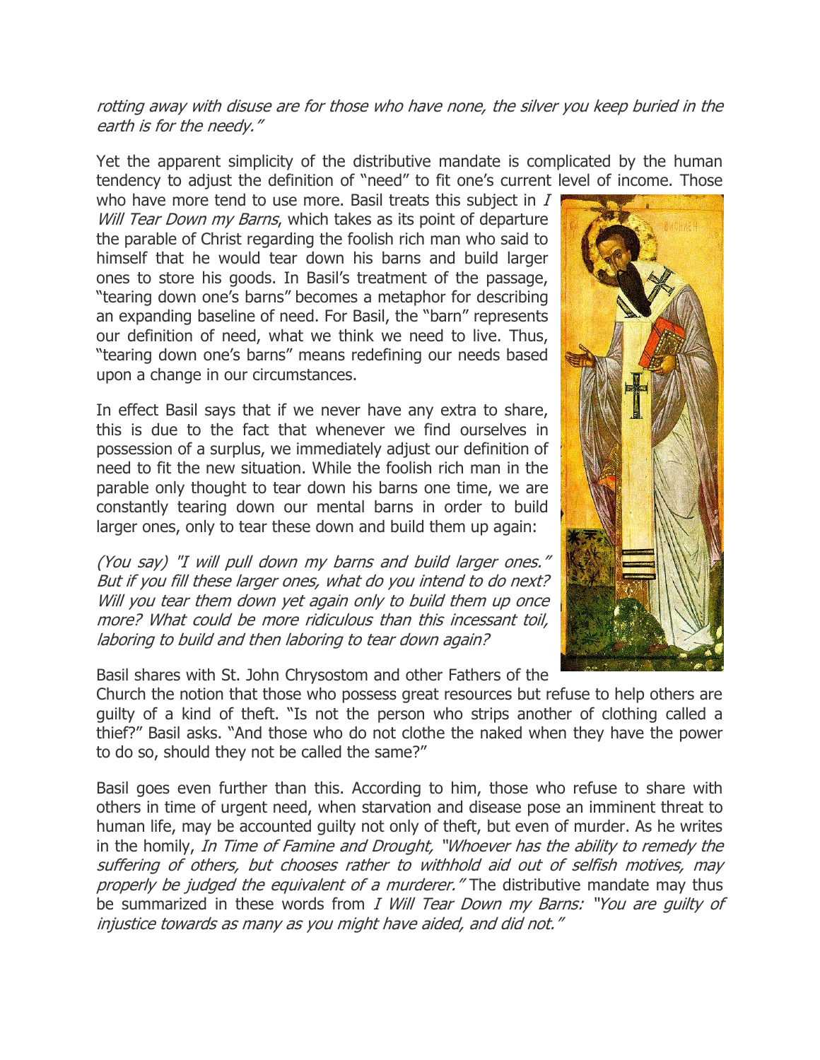*rotting away with disuse are for those who have none, the silver you keep buried in the earth is for the needy."*

Yet the apparent simplicity of the distributive mandate is complicated by the human tendency to adjust the definition of "need" to fit one's current level of income. Those who have more tend to use more. Basil treats this subject in *I Will Tear Down my Barns*, which takes as its point of departure the parable of Christ regarding the foolish rich man who said to himself that he would tear down his barns and build larger ones to store his goods. In Basil's treatment of the passage, "tearing down one's barns" becomes a metaphor for describing an expanding baseline of need. For Basil, the "barn" represents our definition of need, what we think we need to live. Thus, "tearing down one's barns" means redefining our needs based upon a change in our circumstances.

In effect Basil says that if we never have any extra to share, this is due to the fact that whenever we find ourselves in possession of a surplus, we immediately adjust our definition of need to fit the new situation. While the foolish rich man in the parable only thought to tear down his barns one time, we are constantly tearing down our mental barns in order to build larger ones, only to tear these down and build them up again:

*(You say) "I will pull down my barns and build larger ones." But if you fill these larger ones, what do you intend to do next? Will you tear them down yet again only to build them up once more? What could be more ridiculous than this incessant toil, laboring to build and then laboring to tear down again?*

Basil shares with St. John Chrysostom and other Fathers of the Church the notion that those who possess great resources but refuse to help others are guilty of a kind of theft. "Is not the person who strips another of clothing called a thief?" Basil asks. "And those who do not clothe the naked when they have the power to do so, should they not be called the same?"

Basil goes even further than this. According to him, those who refuse to share with others in time of urgent need, when starvation and disease pose an imminent threat to human life, may be accounted guilty not only of theft, but even of murder. As he writes in the homily, *In Time of Famine and Drought, "Whoever has the ability to remedy the suffering of others, but chooses rather to withhold aid out of selfish motives, may properly be judged the equivalent of a murderer."* The distributive mandate may thus be summarized in these words from *I Will Tear Down my Barns: "You are guilty of injustice towards as many as you might have aided, and did not."*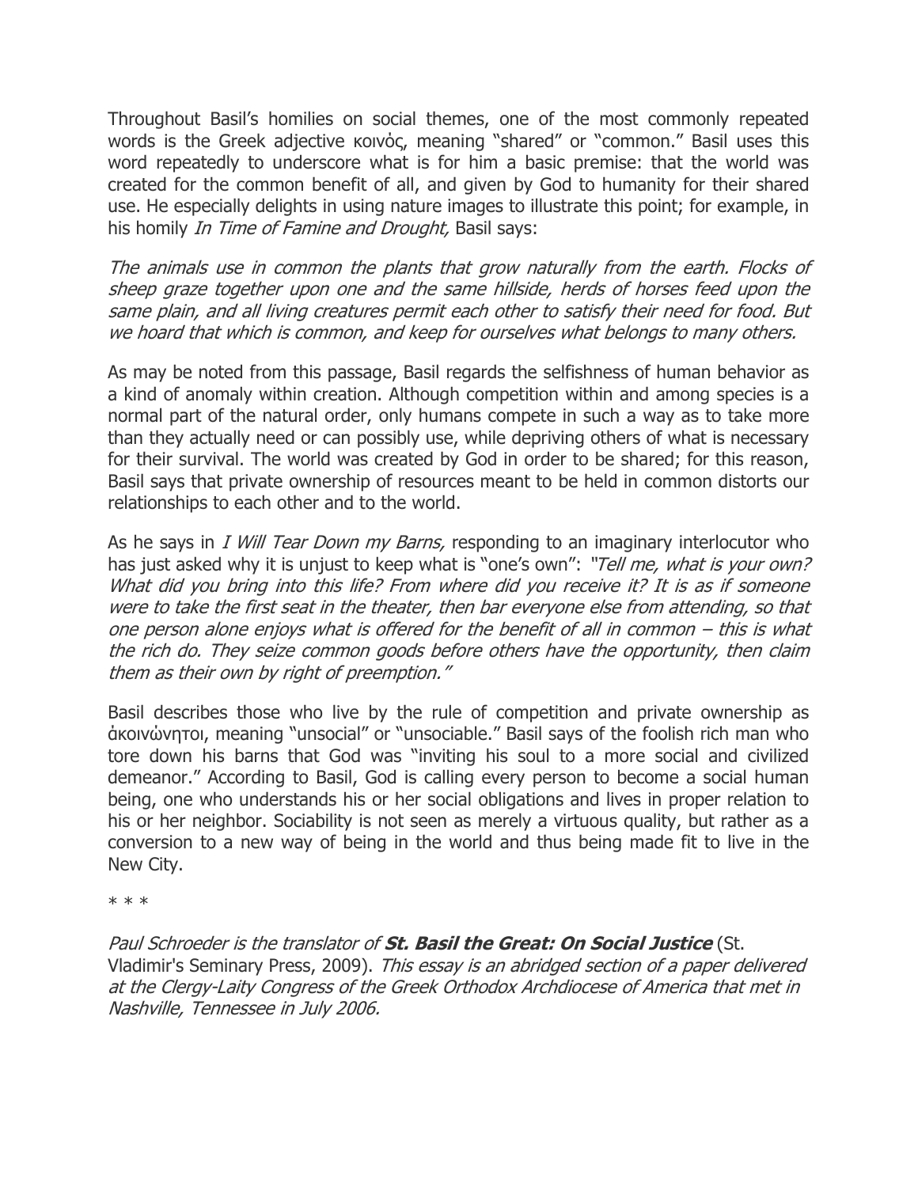Throughout Basil's homilies on social themes, one of the most commonly repeated words is the Greek adjective κοινὸς, meaning "shared" or "common." Basil uses this word repeatedly to underscore what is for him a basic premise: that the world was created for the common benefit of all, and given by God to humanity for their shared use. He especially delights in using nature images to illustrate this point; for example, in his homily *In Time of Famine and Drought,* Basil says:

*The animals use in common the plants that grow naturally from the earth. Flocks of sheep graze together upon one and the same hillside, herds of horses feed upon the same plain, and all living creatures permit each other to satisfy their need for food. But we hoard that which is common, and keep for ourselves what belongs to many others.*

As may be noted from this passage, Basil regards the selfishness of human behavior as a kind of anomaly within creation. Although competition within and among species is a normal part of the natural order, only humans compete in such a way as to take more than they actually need or can possibly use, while depriving others of what is necessary for their survival. The world was created by God in order to be shared; for this reason, Basil says that private ownership of resources meant to be held in common distorts our relationships to each other and to the world.

As he says in *I Will Tear Down my Barns,* responding to an imaginary interlocutor who has just asked why it is unjust to keep what is "one's own": *"Tell me, what is your own? What did you bring into this life? From where did you receive it? It is as if someone were to take the first seat in the theater, then bar everyone else from attending, so that one person alone enjoys what is offered for the benefit of all in common – this is what the rich do. They seize common goods before others have the opportunity, then claim them as their own by right of preemption."*

Basil describes those who live by the rule of competition and private ownership as ἀκοινώνητοι, meaning "unsocial" or "unsociable." Basil says of the foolish rich man who tore down his barns that God was "inviting his soul to a more social and civilized demeanor." According to Basil, God is calling every person to become a social human being, one who understands his or her social obligations and lives in proper relation to his or her neighbor. Sociability is not seen as merely a virtuous quality, but rather as a conversion to a new way of being in the world and thus being made fit to live in the New City.

\* \* \*

*Paul Schroeder is the translator of* ***St. Basil the Great: On Social Justice*** (St. Vladimir's Seminary Press, 2009). *This essay is an abridged section of a paper delivered at the Clergy-Laity Congress of the Greek Orthodox Archdiocese of America that met in Nashville, Tennessee in July 2006.*